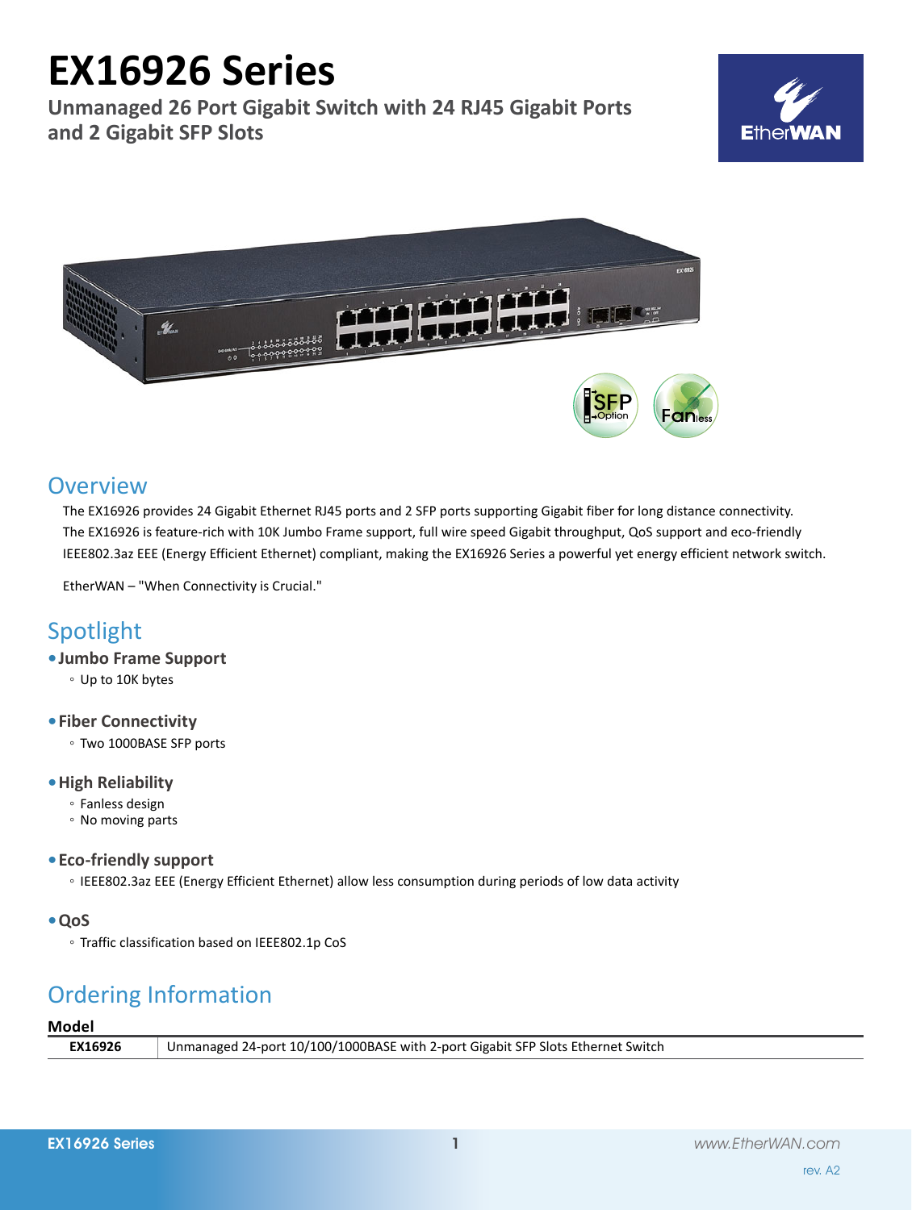# EX16926 Series

**Unmanaged 26 Port Gigabit Switch with 24 RJ45 Gigabit Ports and 2 Gigabit SFP Slots**

## Overview

The EX16926 provides 24 Gigabit Ethernet RJ45 ports and 2 SFP ports supporting Gigabit fiber for long distance connectivity. The EX16926 is feature-rich with 10K Jumbo Frame support, full wire speed Gigabit throughput, QoS support and eco-friendly IEEE802.3az EEE (Energy Efficient Ethernet) compliant, making the EX16926 Series a powerful yet energy efficient network switch.

EtherWAN – "When Connectivity is Crucial."

## Spotlight

- **Jumbo Frame Support**
  - Up to 10K bytes
- **Fiber Connectivity**
  - Two 1000BASE SFP ports
- **High Reliability**
  - Fanless design
  - No moving parts
- **Eco-friendly support**
  - IEEE802.3az EEE (Energy Efficient Ethernet) allow less consumption during periods of low data activity
- **QoS**
  - Traffic classification based on IEEE802.1p CoS

## Ordering Information

**Model**

| | |
|---|---|
| **EX16926** | Unmanaged 24-port 10/100/1000BASE with 2-port Gigabit SFP Slots Ethernet Switch |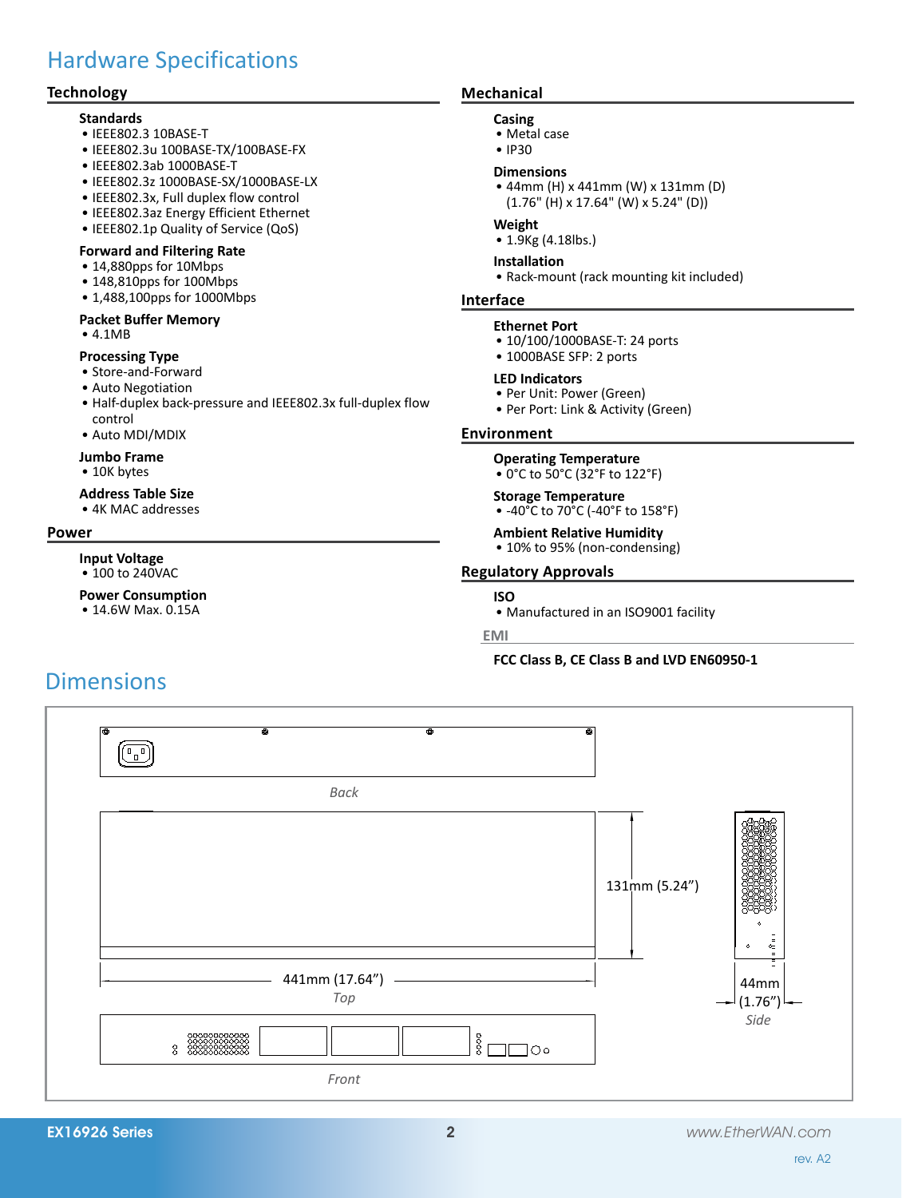# Hardware Specifications

## Technology

### Standards
- IEEE802.3 10BASE-T
- IEEE802.3u 100BASE-TX/100BASE-FX
- IEEE802.3ab 1000BASE-T
- IEEE802.3z 1000BASE-SX/1000BASE-LX
- IEEE802.3x, Full duplex flow control
- IEEE802.3az Energy Efficient Ethernet
- IEEE802.1p Quality of Service (QoS)

### Forward and Filtering Rate
- 14,880pps for 10Mbps
- 148,810pps for 100Mbps
- 1,488,100pps for 1000Mbps

### Packet Buffer Memory
- 4.1MB

### Processing Type
- Store-and-Forward
- Auto Negotiation
- Half-duplex back-pressure and IEEE802.3x full-duplex flow control
- Auto MDI/MDIX

### Jumbo Frame
- 10K bytes

### Address Table Size
- 4K MAC addresses

## Power

### Input Voltage
- 100 to 240VAC

### Power Consumption
- 14.6W Max. 0.15A

## Mechanical

### Casing
- Metal case
- IP30

### Dimensions
- 44mm (H) x 441mm (W) x 131mm (D) (1.76" (H) x 17.64" (W) x 5.24" (D))

### Weight
- 1.9Kg (4.18lbs.)

### Installation
- Rack-mount (rack mounting kit included)

## Interface

### Ethernet Port
- 10/100/1000BASE-T: 24 ports
- 1000BASE SFP: 2 ports

### LED Indicators
- Per Unit: Power (Green)
- Per Port: Link & Activity (Green)

## Environment

### Operating Temperature
- 0°C to 50°C (32°F to 122°F)

### Storage Temperature
- -40°C to 70°C (-40°F to 158°F)

### Ambient Relative Humidity
- 10% to 95% (non-condensing)

## Regulatory Approvals

### ISO
- Manufactured in an ISO9001 facility

### EMI

**FCC Class B, CE Class B and LVD EN60950-1**

# Dimensions

*Back*

131mm (5.24”)

441mm (17.64”)

*Top*

44mm (1.76”)

*Side*

*Front*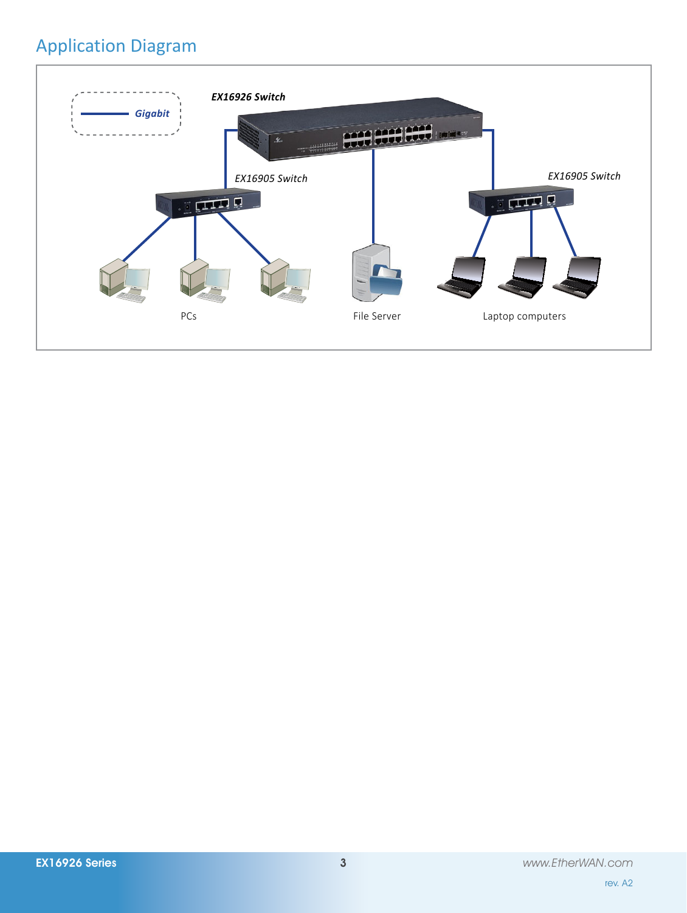## Application Diagram

Gigabit

EX16926 Switch

EX16905 Switch

EX16905 Switch

PCs

File Server

Laptop computers